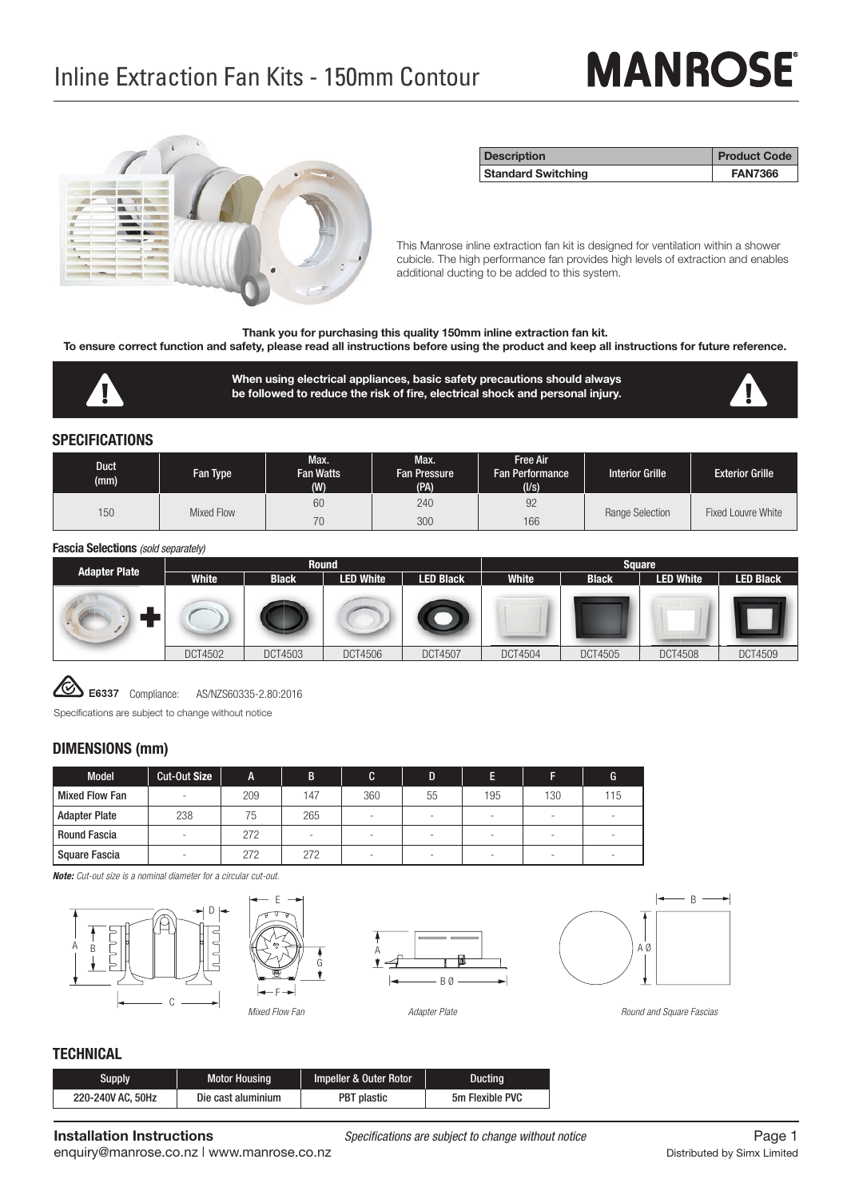# Inline Extraction Fan Kits - 150mm Contour

**MANROSE®**

| Description | Product Code |
| --- | --- |
| Standard Switching | FAN7366 |

This Manrose inline extraction fan kit is designed for ventilation within a shower cubicle. The high performance fan provides high levels of extraction and enables additional ducting to be added to this system.

**Thank you for purchasing this quality 150mm inline extraction fan kit.**
**To ensure correct function and safety, please read all instructions before using the product and keep all instructions for future reference.**

**When using electrical appliances, basic safety precautions should always be followed to reduce the risk of fire, electrical shock and personal injury.**

## SPECIFICATIONS

| Duct (mm) | Fan Type | Max. Fan Watts (W) | Max. Fan Pressure (PA) | Free Air Fan Performance (l/s) | Interior Grille | Exterior Grille |
| --- | --- | --- | --- | --- | --- | --- |
| 150 | Mixed Flow | 60 | 240 | 92 | Range Selection | Fixed Louvre White |
| | | 70 | 300 | 166 | | |

**Fascia Selections** *(sold separately)*

| Adapter Plate | Round | | | | Square | | | |
| --- | --- | --- | --- | --- | --- | --- | --- | --- |
| | White | Black | LED White | LED Black | White | Black | LED White | LED Black |
| | DCT4502 | DCT4503 | DCT4506 | DCT4507 | DCT4504 | DCT4505 | DCT4508 | DCT4509 |

**E6337** Compliance: AS/NZS60335-2.80:2016

Specifications are subject to change without notice

## DIMENSIONS (mm)

| Model | Cut-Out Size | A | B | C | D | E | F | G |
| --- | --- | --- | --- | --- | --- | --- | --- | --- |
| Mixed Flow Fan | - | 209 | 147 | 360 | 55 | 195 | 130 | 115 |
| Adapter Plate | 238 | 75 | 265 | - | - | - | - | - |
| Round Fascia | - | 272 | - | - | - | - | - | - |
| Square Fascia | - | 272 | 272 | - | - | - | - | - |

***Note:*** *Cut-out size is a nominal diameter for a circular cut-out.*

*Mixed Flow Fan*

*Adapter Plate*

*Round and Square Fascias*

## TECHNICAL

| Supply | Motor Housing | Impeller & Outer Rotor | Ducting |
| --- | --- | --- | --- |
| 220-240V AC, 50Hz | Die cast aluminium | PBT plastic | 5m Flexible PVC |

**Installation Instructions** *Specifications are subject to change without notice*

enquiry@manrose.co.nz | www.manrose.co.nz

Distributed by Simx Limited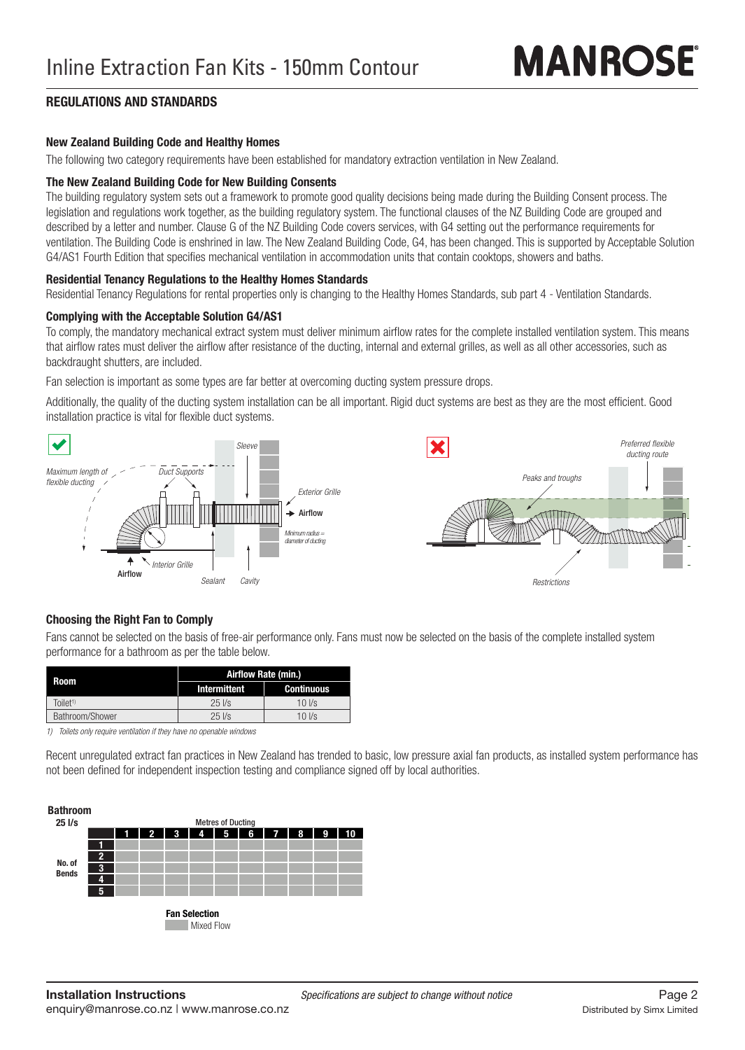## REGULATIONS AND STANDARDS

### New Zealand Building Code and Healthy Homes

The following two category requirements have been established for mandatory extraction ventilation in New Zealand.

### The New Zealand Building Code for New Building Consents

The building regulatory system sets out a framework to promote good quality decisions being made during the Building Consent process. The legislation and regulations work together, as the building regulatory system. The functional clauses of the NZ Building Code are grouped and described by a letter and number. Clause G of the NZ Building Code covers services, with G4 setting out the performance requirements for ventilation. The Building Code is enshrined in law. The New Zealand Building Code, G4, has been changed. This is supported by Acceptable Solution G4/AS1 Fourth Edition that specifies mechanical ventilation in accommodation units that contain cooktops, showers and baths.

### Residential Tenancy Regulations to the Healthy Homes Standards

Residential Tenancy Regulations for rental properties only is changing to the Healthy Homes Standards, sub part 4 - Ventilation Standards.

### Complying with the Acceptable Solution G4/AS1

To comply, the mandatory mechanical extract system must deliver minimum airflow rates for the complete installed ventilation system. This means that airflow rates must deliver the airflow after resistance of the ducting, internal and external grilles, as well as all other accessories, such as backdraught shutters, are included.

Fan selection is important as some types are far better at overcoming ducting system pressure drops.

Additionally, the quality of the ducting system installation can be all important. Rigid duct systems are best as they are the most efficient. Good installation practice is vital for flexible duct systems.

Maximum length of flexible ducting · Duct Supports · Sleeve · Exterior Grille · Airflow · Minimum radius = diameter of ducting · Interior Grille · Airflow · Sealant · Cavity

Preferred flexible ducting route · Peaks and troughs · Restrictions

### Choosing the Right Fan to Comply

Fans cannot be selected on the basis of free-air performance only. Fans must now be selected on the basis of the complete installed system performance for a bathroom as per the table below.

| Room | Airflow Rate (min.) | |
|---|---|---|
| | Intermittent | Continuous |
| Toilet[1)] | 25 l/s | 10 l/s |
| Bathroom/Shower | 25 l/s | 10 l/s |

*1) Toilets only require ventilation if they have no openable windows*

Recent unregulated extract fan practices in New Zealand has trended to basic, low pressure axial fan products, as installed system performance has not been defined for independent inspection testing and compliance signed off by local authorities.

**Bathroom 25 l/s**

| No. of Bends \ Metres of Ducting | 1 | 2 | 3 | 4 | 5 | 6 | 7 | 8 | 9 | 10 |
|---|---|---|---|---|---|---|---|---|---|---|
| 1 | Mixed Flow | Mixed Flow | Mixed Flow | Mixed Flow | Mixed Flow | Mixed Flow | Mixed Flow | Mixed Flow | Mixed Flow | Mixed Flow |
| 2 | Mixed Flow | Mixed Flow | Mixed Flow | Mixed Flow | Mixed Flow | Mixed Flow | Mixed Flow | Mixed Flow | Mixed Flow | Mixed Flow |
| 3 | Mixed Flow | Mixed Flow | Mixed Flow | Mixed Flow | Mixed Flow | Mixed Flow | Mixed Flow | Mixed Flow | Mixed Flow | Mixed Flow |
| 4 | Mixed Flow | Mixed Flow | Mixed Flow | Mixed Flow | Mixed Flow | Mixed Flow | Mixed Flow | Mixed Flow | Mixed Flow | Mixed Flow |
| 5 | Mixed Flow | Mixed Flow | Mixed Flow | Mixed Flow | Mixed Flow | Mixed Flow | Mixed Flow | Mixed Flow | Mixed Flow | Mixed Flow |

**Fan Selection**

Mixed Flow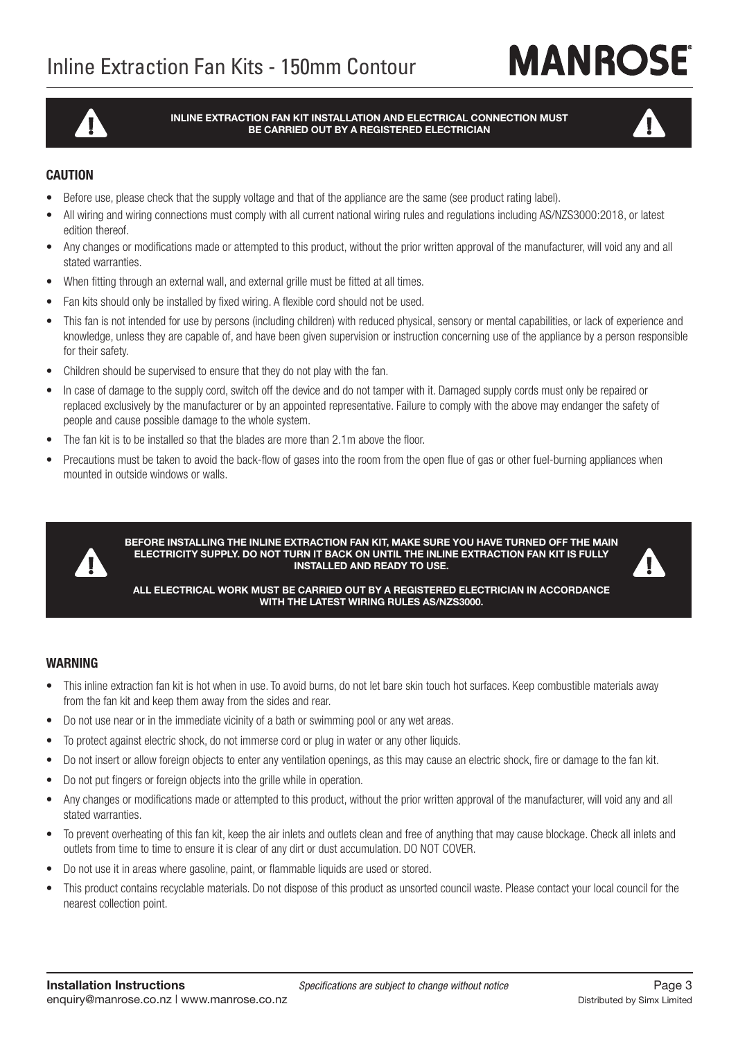# Inline Extraction Fan Kits - 150mm Contour

**MANROSE**

**INLINE EXTRACTION FAN KIT INSTALLATION AND ELECTRICAL CONNECTION MUST BE CARRIED OUT BY A REGISTERED ELECTRICIAN**

## CAUTION

- Before use, please check that the supply voltage and that of the appliance are the same (see product rating label).
- All wiring and wiring connections must comply with all current national wiring rules and regulations including AS/NZS3000:2018, or latest edition thereof.
- Any changes or modifications made or attempted to this product, without the prior written approval of the manufacturer, will void any and all stated warranties.
- When fitting through an external wall, and external grille must be fitted at all times.
- Fan kits should only be installed by fixed wiring. A flexible cord should not be used.
- This fan is not intended for use by persons (including children) with reduced physical, sensory or mental capabilities, or lack of experience and knowledge, unless they are capable of, and have been given supervision or instruction concerning use of the appliance by a person responsible for their safety.
- Children should be supervised to ensure that they do not play with the fan.
- In case of damage to the supply cord, switch off the device and do not tamper with it. Damaged supply cords must only be repaired or replaced exclusively by the manufacturer or by an appointed representative. Failure to comply with the above may endanger the safety of people and cause possible damage to the whole system.
- The fan kit is to be installed so that the blades are more than 2.1m above the floor.
- Precautions must be taken to avoid the back-flow of gases into the room from the open flue of gas or other fuel-burning appliances when mounted in outside windows or walls.

**BEFORE INSTALLING THE INLINE EXTRACTION FAN KIT, MAKE SURE YOU HAVE TURNED OFF THE MAIN ELECTRICITY SUPPLY. DO NOT TURN IT BACK ON UNTIL THE INLINE EXTRACTION FAN KIT IS FULLY INSTALLED AND READY TO USE.**

**ALL ELECTRICAL WORK MUST BE CARRIED OUT BY A REGISTERED ELECTRICIAN IN ACCORDANCE WITH THE LATEST WIRING RULES AS/NZS3000.**

## WARNING

- This inline extraction fan kit is hot when in use. To avoid burns, do not let bare skin touch hot surfaces. Keep combustible materials away from the fan kit and keep them away from the sides and rear.
- Do not use near or in the immediate vicinity of a bath or swimming pool or any wet areas.
- To protect against electric shock, do not immerse cord or plug in water or any other liquids.
- Do not insert or allow foreign objects to enter any ventilation openings, as this may cause an electric shock, fire or damage to the fan kit.
- Do not put fingers or foreign objects into the grille while in operation.
- Any changes or modifications made or attempted to this product, without the prior written approval of the manufacturer, will void any and all stated warranties.
- To prevent overheating of this fan kit, keep the air inlets and outlets clean and free of anything that may cause blockage. Check all inlets and outlets from time to time to ensure it is clear of any dirt or dust accumulation. DO NOT COVER.
- Do not use it in areas where gasoline, paint, or flammable liquids are used or stored.
- This product contains recyclable materials. Do not dispose of this product as unsorted council waste. Please contact your local council for the nearest collection point.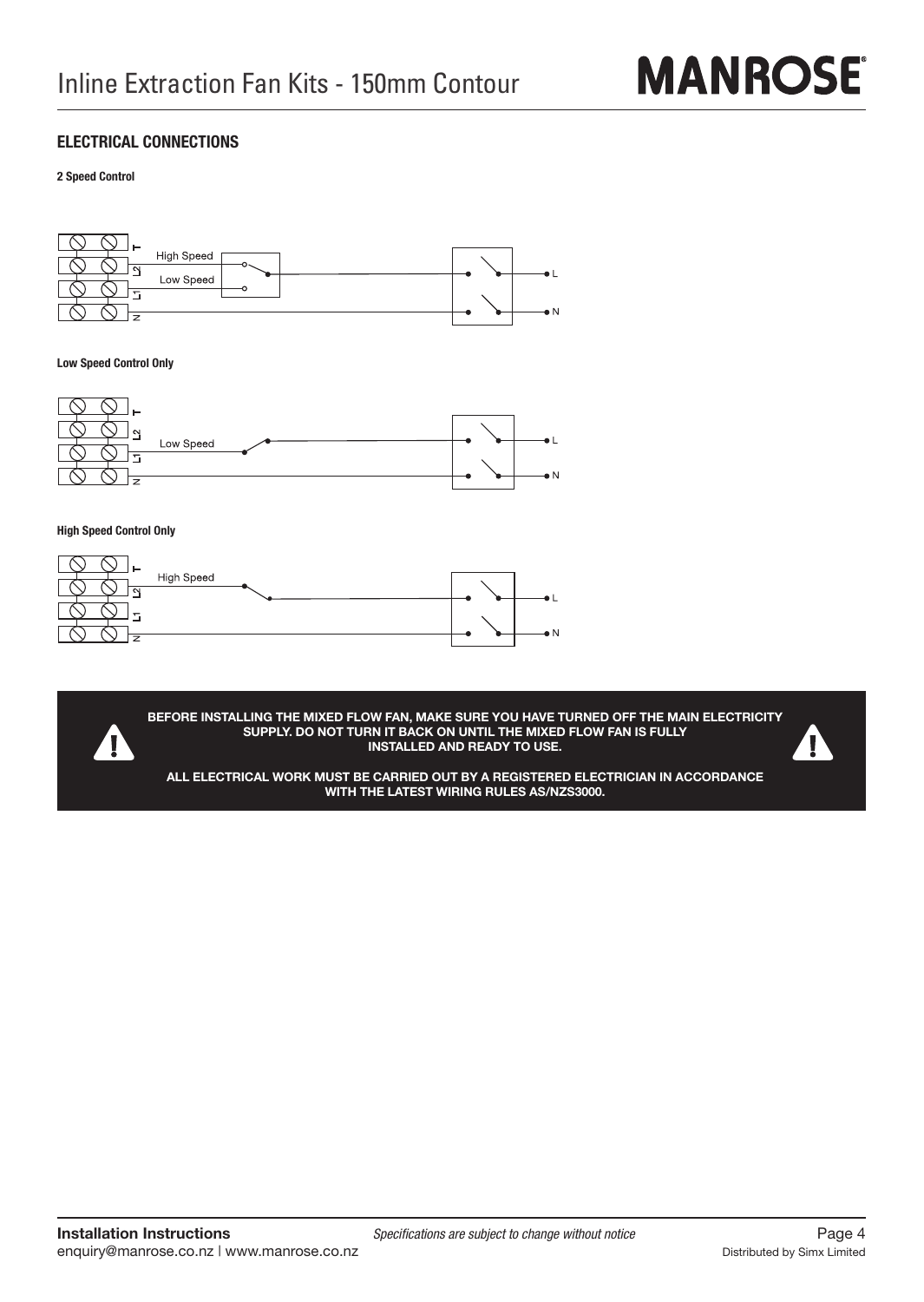## ELECTRICAL CONNECTIONS

**2 Speed Control**

T
L2 High Speed
L1 Low Speed
N
L
N

**Low Speed Control Only**

T
L2
L1 Low Speed
N
L
N

**High Speed Control Only**

T
L2 High Speed
L1
N
L
N

**BEFORE INSTALLING THE MIXED FLOW FAN, MAKE SURE YOU HAVE TURNED OFF THE MAIN ELECTRICITY SUPPLY. DO NOT TURN IT BACK ON UNTIL THE MIXED FLOW FAN IS FULLY INSTALLED AND READY TO USE.**

**ALL ELECTRICAL WORK MUST BE CARRIED OUT BY A REGISTERED ELECTRICIAN IN ACCORDANCE WITH THE LATEST WIRING RULES AS/NZS3000.**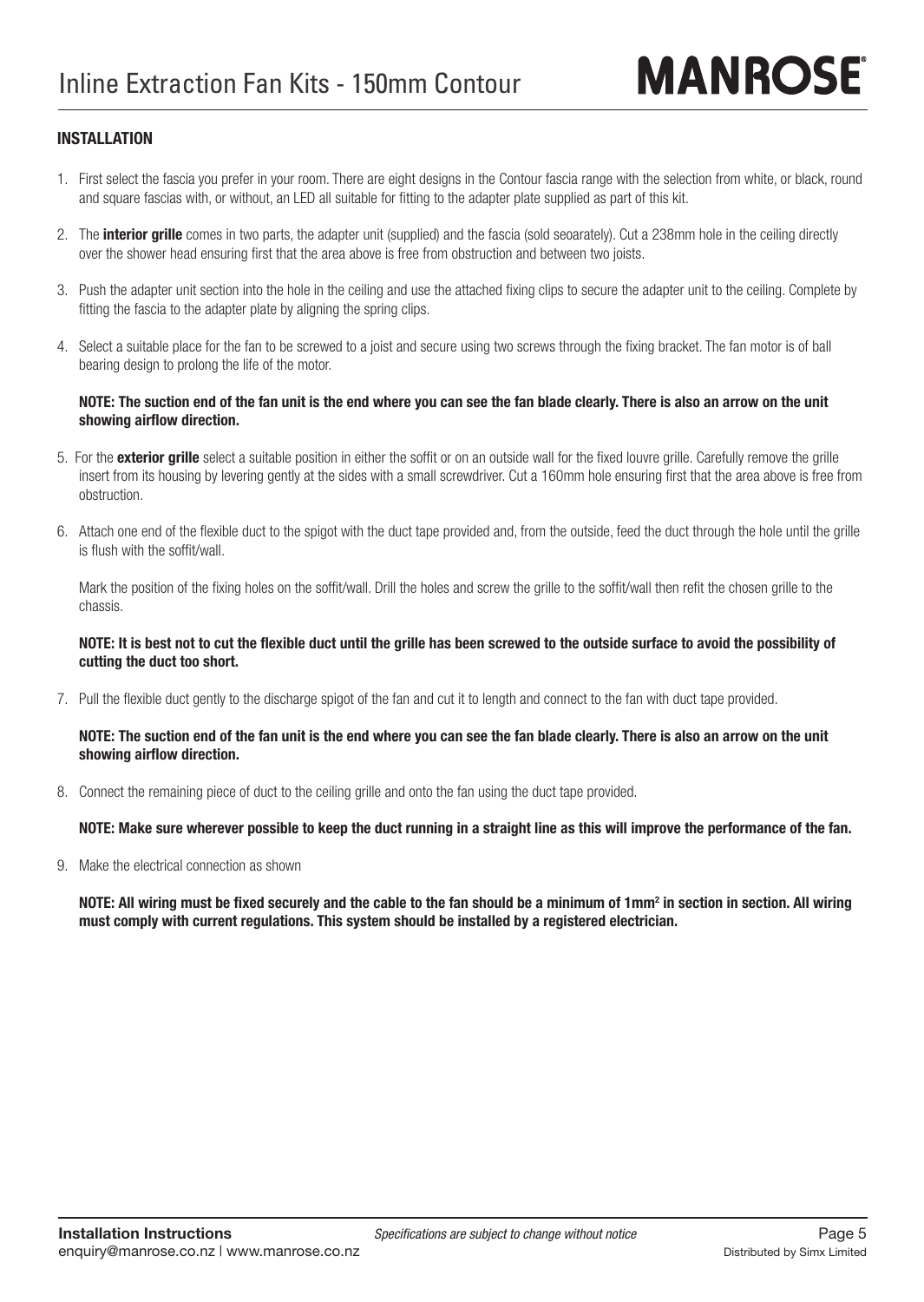# Inline Extraction Fan Kits - 150mm Contour

**MANROSE**

## INSTALLATION

1. First select the fascia you prefer in your room. There are eight designs in the Contour fascia range with the selection from white, or black, round and square fascias with, or without, an LED all suitable for fitting to the adapter plate supplied as part of this kit.

2. The **interior grille** comes in two parts, the adapter unit (supplied) and the fascia (sold seoarately). Cut a 238mm hole in the ceiling directly over the shower head ensuring first that the area above is free from obstruction and between two joists.

3. Push the adapter unit section into the hole in the ceiling and use the attached fixing clips to secure the adapter unit to the ceiling. Complete by fitting the fascia to the adapter plate by aligning the spring clips.

4. Select a suitable place for the fan to be screwed to a joist and secure using two screws through the fixing bracket. The fan motor is of ball bearing design to prolong the life of the motor.

   **NOTE: The suction end of the fan unit is the end where you can see the fan blade clearly. There is also an arrow on the unit showing airflow direction.**

5. For the **exterior grille** select a suitable position in either the soffit or on an outside wall for the fixed louvre grille. Carefully remove the grille insert from its housing by levering gently at the sides with a small screwdriver. Cut a 160mm hole ensuring first that the area above is free from obstruction.

6. Attach one end of the flexible duct to the spigot with the duct tape provided and, from the outside, feed the duct through the hole until the grille is flush with the soffit/wall.

   Mark the position of the fixing holes on the soffit/wall. Drill the holes and screw the grille to the soffit/wall then refit the chosen grille to the chassis.

   **NOTE: It is best not to cut the flexible duct until the grille has been screwed to the outside surface to avoid the possibility of cutting the duct too short.**

7. Pull the flexible duct gently to the discharge spigot of the fan and cut it to length and connect to the fan with duct tape provided.

   **NOTE: The suction end of the fan unit is the end where you can see the fan blade clearly. There is also an arrow on the unit showing airflow direction.**

8. Connect the remaining piece of duct to the ceiling grille and onto the fan using the duct tape provided.

   **NOTE: Make sure wherever possible to keep the duct running in a straight line as this will improve the performance of the fan.**

9. Make the electrical connection as shown

   **NOTE: All wiring must be fixed securely and the cable to the fan should be a minimum of 1mm$^2$ in section in section. All wiring must comply with current regulations. This system should be installed by a registered electrician.**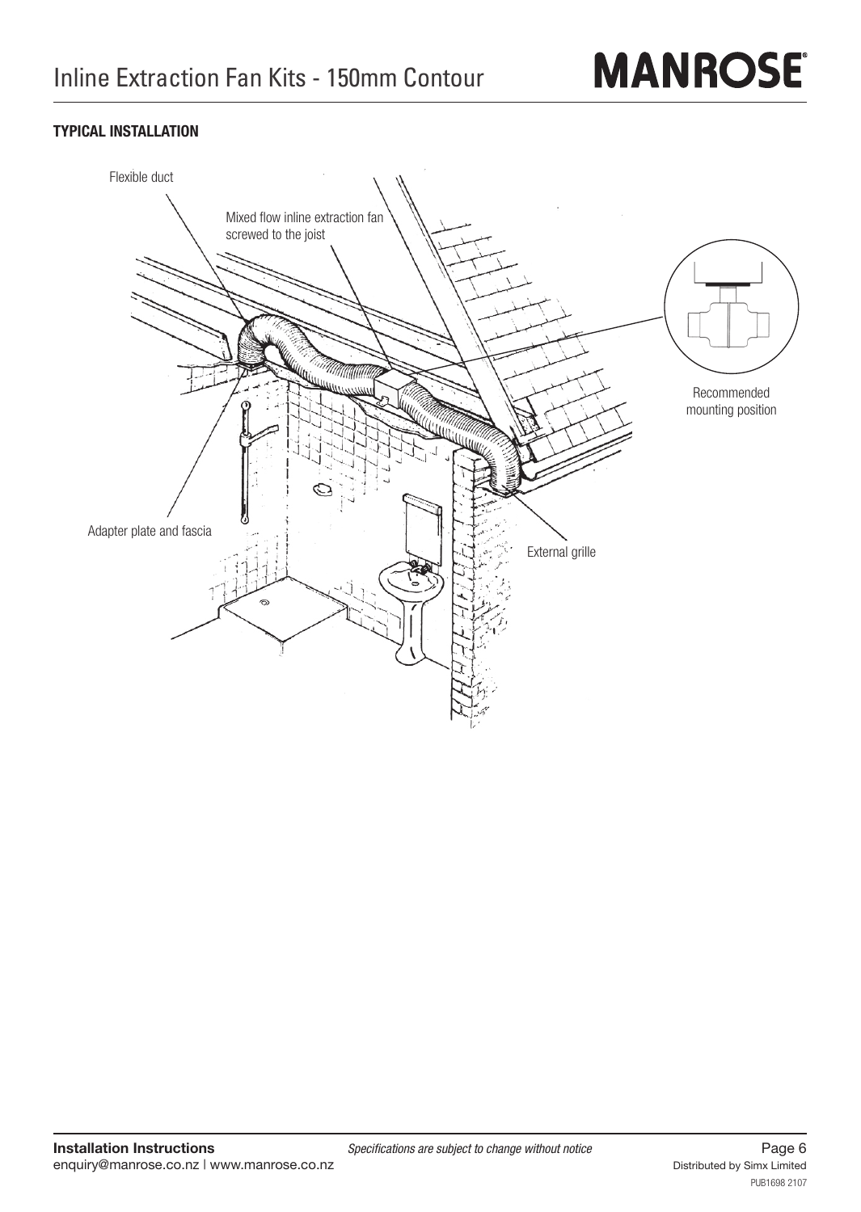## TYPICAL INSTALLATION

Flexible duct

Mixed flow inline extraction fan screwed to the joist

Recommended mounting position

Adapter plate and fascia

External grille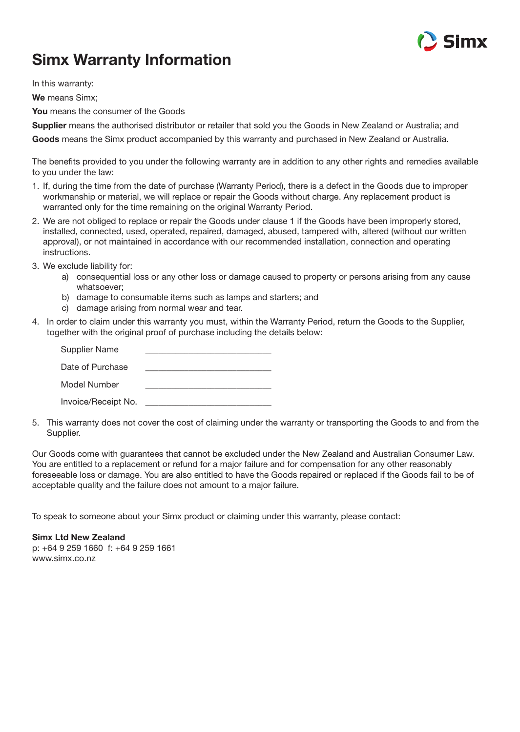# Simx Warranty Information

In this warranty:

**We** means Simx;

**You** means the consumer of the Goods

**Supplier** means the authorised distributor or retailer that sold you the Goods in New Zealand or Australia; and

**Goods** means the Simx product accompanied by this warranty and purchased in New Zealand or Australia.

The benefits provided to you under the following warranty are in addition to any other rights and remedies available to you under the law:

1. If, during the time from the date of purchase (Warranty Period), there is a defect in the Goods due to improper workmanship or material, we will replace or repair the Goods without charge. Any replacement product is warranted only for the time remaining on the original Warranty Period.
2. We are not obliged to replace or repair the Goods under clause 1 if the Goods have been improperly stored, installed, connected, used, operated, repaired, damaged, abused, tampered with, altered (without our written approval), or not maintained in accordance with our recommended installation, connection and operating instructions.
3. We exclude liability for:
   a) consequential loss or any other loss or damage caused to property or persons arising from any cause whatsoever;
   b) damage to consumable items such as lamps and starters; and
   c) damage arising from normal wear and tear.
4. In order to claim under this warranty you must, within the Warranty Period, return the Goods to the Supplier, together with the original proof of purchase including the details below:

   Supplier Name ____________________________

   Date of Purchase ____________________________

   Model Number ____________________________

   Invoice/Receipt No. ____________________________

5. This warranty does not cover the cost of claiming under the warranty or transporting the Goods to and from the Supplier.

Our Goods come with guarantees that cannot be excluded under the New Zealand and Australian Consumer Law. You are entitled to a replacement or refund for a major failure and for compensation for any other reasonably foreseeable loss or damage. You are also entitled to have the Goods repaired or replaced if the Goods fail to be of acceptable quality and the failure does not amount to a major failure.

To speak to someone about your Simx product or claiming under this warranty, please contact:

**Simx Ltd New Zealand**
p: +64 9 259 1660 f: +64 9 259 1661
www.simx.co.nz